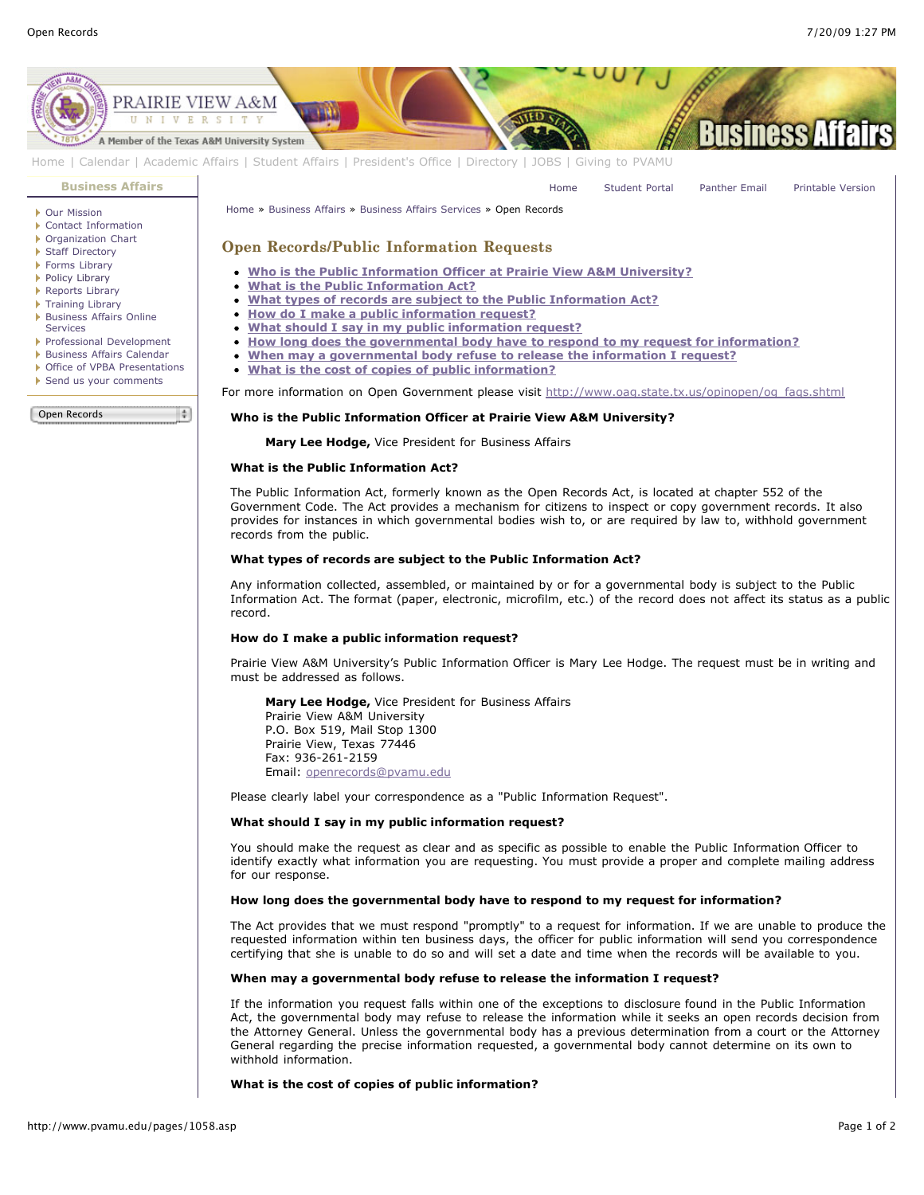Home | Calendar | Academic Affairs | Student Affairs | President's Office | Directory | JOBS | Giving to PVAMU

**Business Affairs**

- Our Mission
- Contact Information
- Organization Chart
- Staff Directory
- Forms Library
- Policy Library
- Reports Library
- Training Library
- Business Affairs Online Services
- Professional Development
- Business Affairs Calendar
- Office of VPBA Presentations
- Send us your comments

Open Records

Home | Student Portal | Panther Email | Printable Version

Home » Business Affairs » Business Affairs Services » Open Records

# Open Records/Public Information Requests

- Who is the Public Information Officer at Prairie View A&M University?
- What is the Public Information Act?
- What types of records are subject to the Public Information Act?
- How do I make a public information request?
- What should I say in my public information request?
- How long does the governmental body have to respond to my request for information?
- When may a governmental body refuse to release the information I request?
- What is the cost of copies of public information?

For more information on Open Government please visit http://www.oag.state.tx.us/opinopen/og_faqs.shtml

**Who is the Public Information Officer at Prairie View A&M University?**

**Mary Lee Hodge,** Vice President for Business Affairs

**What is the Public Information Act?**

The Public Information Act, formerly known as the Open Records Act, is located at chapter 552 of the Government Code. The Act provides a mechanism for citizens to inspect or copy government records. It also provides for instances in which governmental bodies wish to, or are required by law to, withhold government records from the public.

**What types of records are subject to the Public Information Act?**

Any information collected, assembled, or maintained by or for a governmental body is subject to the Public Information Act. The format (paper, electronic, microfilm, etc.) of the record does not affect its status as a public record.

**How do I make a public information request?**

Prairie View A&M University's Public Information Officer is Mary Lee Hodge. The request must be in writing and must be addressed as follows.

**Mary Lee Hodge,** Vice President for Business Affairs  
Prairie View A&M University  
P.O. Box 519, Mail Stop 1300  
Prairie View, Texas 77446  
Fax: 936-261-2159  
Email: openrecords@pvamu.edu

Please clearly label your correspondence as a "Public Information Request".

**What should I say in my public information request?**

You should make the request as clear and as specific as possible to enable the Public Information Officer to identify exactly what information you are requesting. You must provide a proper and complete mailing address for our response.

**How long does the governmental body have to respond to my request for information?**

The Act provides that we must respond "promptly" to a request for information. If we are unable to produce the requested information within ten business days, the officer for public information will send you correspondence certifying that she is unable to do so and will set a date and time when the records will be available to you.

**When may a governmental body refuse to release the information I request?**

If the information you request falls within one of the exceptions to disclosure found in the Public Information Act, the governmental body may refuse to release the information while it seeks an open records decision from the Attorney General. Unless the governmental body has a previous determination from a court or the Attorney General regarding the precise information requested, a governmental body cannot determine on its own to withhold information.

**What is the cost of copies of public information?**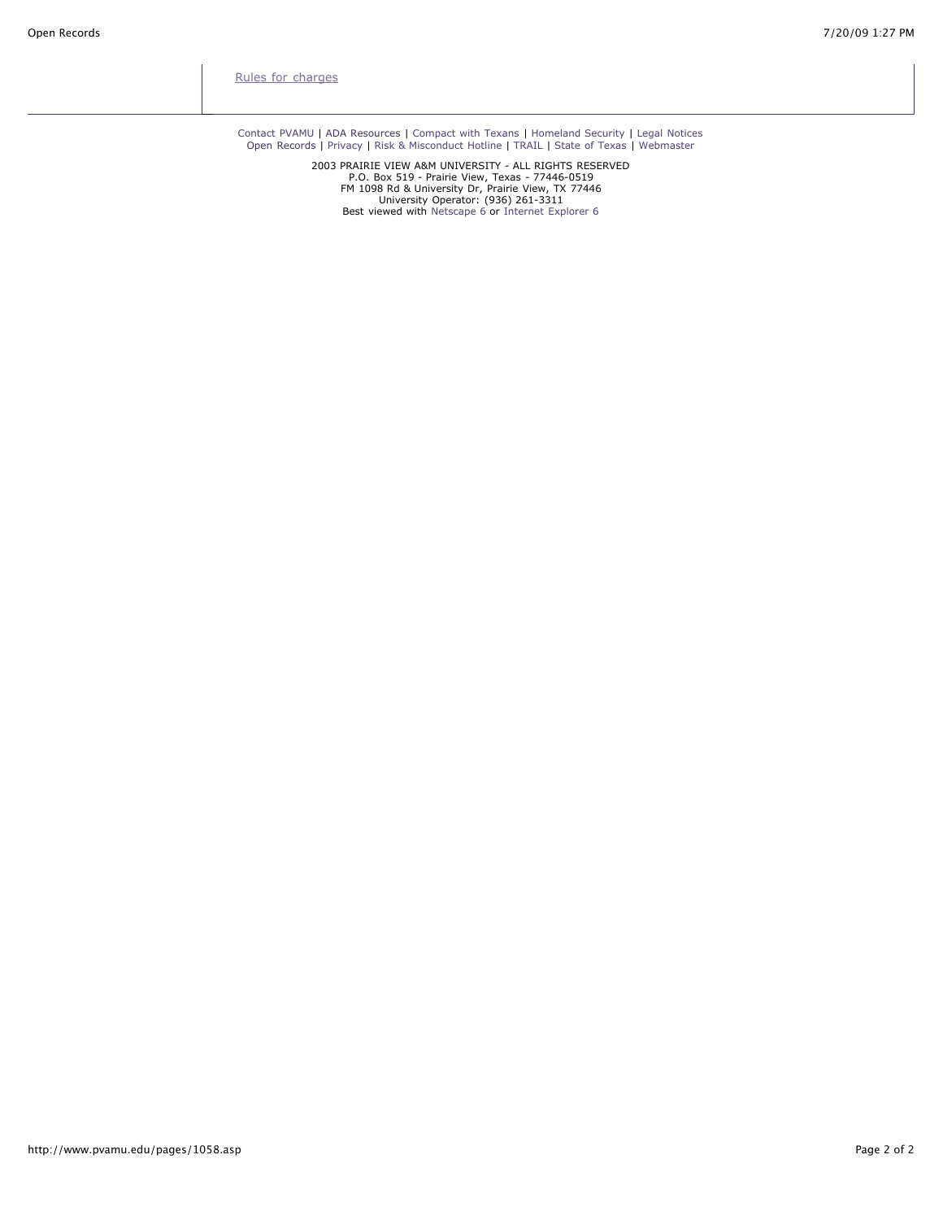Rules for charges

Contact PVAMU | ADA Resources | Compact with Texans | Homeland Security | Legal Notices
Open Records | Privacy | Risk & Misconduct Hotline | TRAIL | State of Texas | Webmaster

2003 PRAIRIE VIEW A&M UNIVERSITY - ALL RIGHTS RESERVED
P.O. Box 519 - Prairie View, Texas - 77446-0519
FM 1098 Rd & University Dr, Prairie View, TX 77446
University Operator: (936) 261-3311
Best viewed with Netscape 6 or Internet Explorer 6